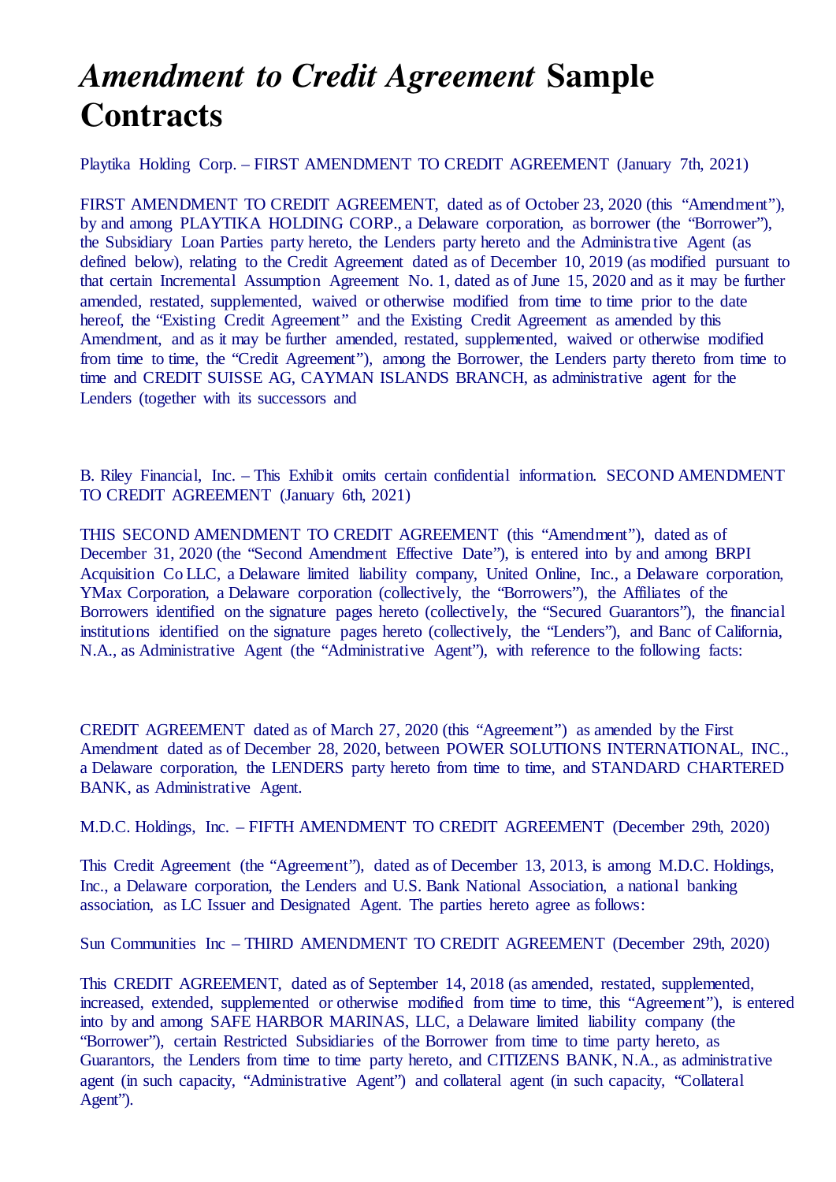# *Amendment to Credit Agreement* Sample Contracts

Playtika Holding Corp. – FIRST AMENDMENT TO CREDIT AGREEMENT (January 7th, 2021)

FIRST AMENDMENT TO CREDIT AGREEMENT, dated as of October 23, 2020 (this "Amendment"), by and among PLAYTIKA HOLDING CORP., a Delaware corporation, as borrower (the "Borrower"), the Subsidiary Loan Parties party hereto, the Lenders party hereto and the Administrative Agent (as defined below), relating to the Credit Agreement dated as of December 10, 2019 (as modified pursuant to that certain Incremental Assumption Agreement No. 1, dated as of June 15, 2020 and as it may be further amended, restated, supplemented, waived or otherwise modified from time to time prior to the date hereof, the "Existing Credit Agreement" and the Existing Credit Agreement as amended by this Amendment, and as it may be further amended, restated, supplemented, waived or otherwise modified from time to time, the "Credit Agreement"), among the Borrower, the Lenders party thereto from time to time and CREDIT SUISSE AG, CAYMAN ISLANDS BRANCH, as administrative agent for the Lenders (together with its successors and

B. Riley Financial, Inc. – This Exhibit omits certain confidential information. SECOND AMENDMENT TO CREDIT AGREEMENT (January 6th, 2021)

THIS SECOND AMENDMENT TO CREDIT AGREEMENT (this "Amendment"), dated as of December 31, 2020 (the "Second Amendment Effective Date"), is entered into by and among BRPI Acquisition Co LLC, a Delaware limited liability company, United Online, Inc., a Delaware corporation, YMax Corporation, a Delaware corporation (collectively, the "Borrowers"), the Affiliates of the Borrowers identified on the signature pages hereto (collectively, the "Secured Guarantors"), the financial institutions identified on the signature pages hereto (collectively, the "Lenders"), and Banc of California, N.A., as Administrative Agent (the "Administrative Agent"), with reference to the following facts:

CREDIT AGREEMENT dated as of March 27, 2020 (this "Agreement") as amended by the First Amendment dated as of December 28, 2020, between POWER SOLUTIONS INTERNATIONAL, INC., a Delaware corporation, the LENDERS party hereto from time to time, and STANDARD CHARTERED BANK, as Administrative Agent.

M.D.C. Holdings, Inc. – FIFTH AMENDMENT TO CREDIT AGREEMENT (December 29th, 2020)

This Credit Agreement (the "Agreement"), dated as of December 13, 2013, is among M.D.C. Holdings, Inc., a Delaware corporation, the Lenders and U.S. Bank National Association, a national banking association, as LC Issuer and Designated Agent. The parties hereto agree as follows:

Sun Communities Inc – THIRD AMENDMENT TO CREDIT AGREEMENT (December 29th, 2020)

This CREDIT AGREEMENT, dated as of September 14, 2018 (as amended, restated, supplemented, increased, extended, supplemented or otherwise modified from time to time, this "Agreement"), is entered into by and among SAFE HARBOR MARINAS, LLC, a Delaware limited liability company (the "Borrower"), certain Restricted Subsidiaries of the Borrower from time to time party hereto, as Guarantors, the Lenders from time to time party hereto, and CITIZENS BANK, N.A., as administrative agent (in such capacity, "Administrative Agent") and collateral agent (in such capacity, "Collateral Agent").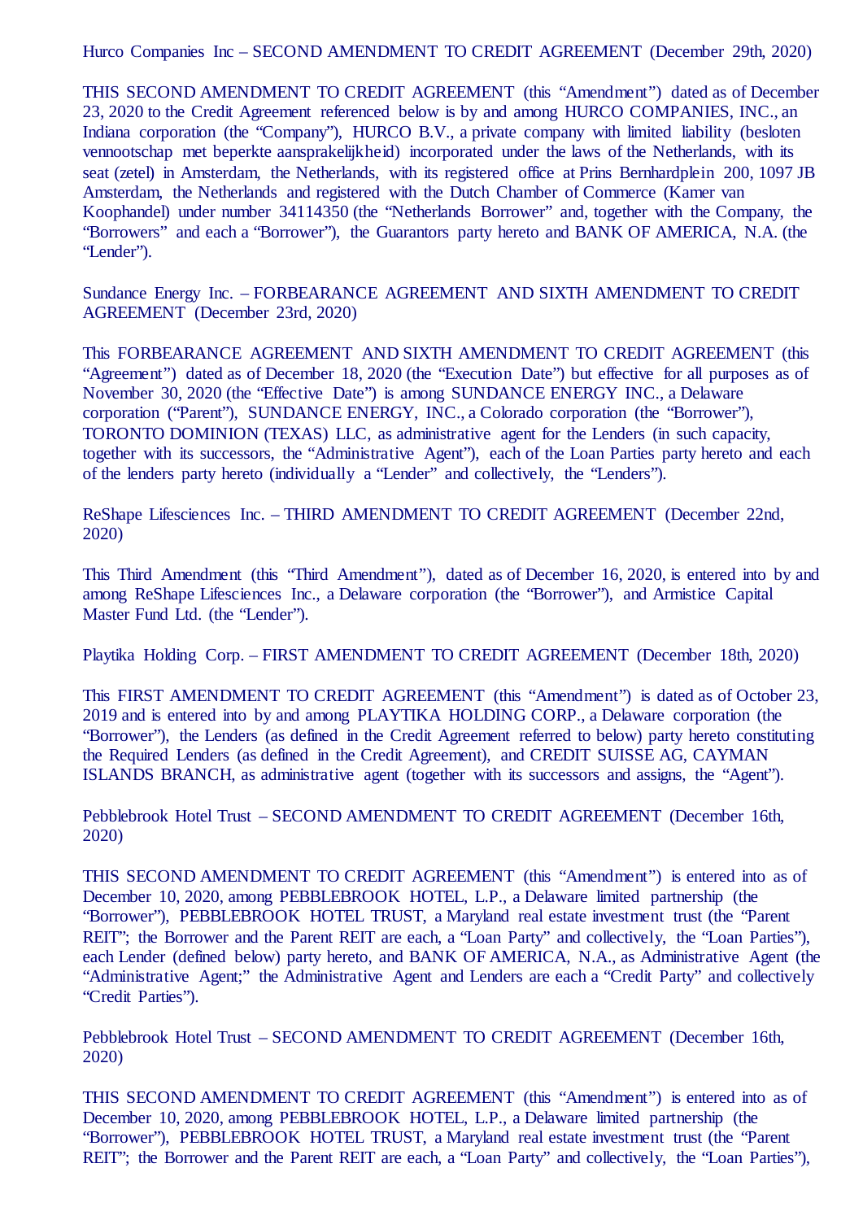Hurco Companies Inc – SECOND AMENDMENT TO CREDIT AGREEMENT (December 29th, 2020)

THIS SECOND AMENDMENT TO CREDIT AGREEMENT (this "Amendment") dated as of December 23, 2020 to the Credit Agreement referenced below is by and among HURCO COMPANIES, INC., an Indiana corporation (the "Company"), HURCO B.V., a private company with limited liability (besloten vennootschap met beperkte aansprakelijkheid) incorporated under the laws of the Netherlands, with its seat (zetel) in Amsterdam, the Netherlands, with its registered office at Prins Bernhardplein 200, 1097 JB Amsterdam, the Netherlands and registered with the Dutch Chamber of Commerce (Kamer van Koophandel) under number 34114350 (the "Netherlands Borrower" and, together with the Company, the "Borrowers" and each a "Borrower"), the Guarantors party hereto and BANK OF AMERICA, N.A. (the "Lender").

Sundance Energy Inc. – FORBEARANCE AGREEMENT AND SIXTH AMENDMENT TO CREDIT AGREEMENT (December 23rd, 2020)

This FORBEARANCE AGREEMENT AND SIXTH AMENDMENT TO CREDIT AGREEMENT (this "Agreement") dated as of December 18, 2020 (the "Execution Date") but effective for all purposes as of November 30, 2020 (the "Effective Date") is among SUNDANCE ENERGY INC., a Delaware corporation ("Parent"), SUNDANCE ENERGY, INC., a Colorado corporation (the "Borrower"), TORONTO DOMINION (TEXAS) LLC, as administrative agent for the Lenders (in such capacity, together with its successors, the "Administrative Agent"), each of the Loan Parties party hereto and each of the lenders party hereto (individually a "Lender" and collectively, the "Lenders").

ReShape Lifesciences Inc. – THIRD AMENDMENT TO CREDIT AGREEMENT (December 22nd, 2020)

This Third Amendment (this "Third Amendment"), dated as of December 16, 2020, is entered into by and among ReShape Lifesciences Inc., a Delaware corporation (the "Borrower"), and Armistice Capital Master Fund Ltd. (the "Lender").

Playtika Holding Corp. – FIRST AMENDMENT TO CREDIT AGREEMENT (December 18th, 2020)

This FIRST AMENDMENT TO CREDIT AGREEMENT (this "Amendment") is dated as of October 23, 2019 and is entered into by and among PLAYTIKA HOLDING CORP., a Delaware corporation (the "Borrower"), the Lenders (as defined in the Credit Agreement referred to below) party hereto constituting the Required Lenders (as defined in the Credit Agreement), and CREDIT SUISSE AG, CAYMAN ISLANDS BRANCH, as administrative agent (together with its successors and assigns, the "Agent").

Pebblebrook Hotel Trust – SECOND AMENDMENT TO CREDIT AGREEMENT (December 16th, 2020)

THIS SECOND AMENDMENT TO CREDIT AGREEMENT (this "Amendment") is entered into as of December 10, 2020, among PEBBLEBROOK HOTEL, L.P., a Delaware limited partnership (the "Borrower"), PEBBLEBROOK HOTEL TRUST, a Maryland real estate investment trust (the "Parent REIT"; the Borrower and the Parent REIT are each, a "Loan Party" and collectively, the "Loan Parties"), each Lender (defined below) party hereto, and BANK OF AMERICA, N.A., as Administrative Agent (the "Administrative Agent;" the Administrative Agent and Lenders are each a "Credit Party" and collectively "Credit Parties").

Pebblebrook Hotel Trust – SECOND AMENDMENT TO CREDIT AGREEMENT (December 16th, 2020)

THIS SECOND AMENDMENT TO CREDIT AGREEMENT (this "Amendment") is entered into as of December 10, 2020, among PEBBLEBROOK HOTEL, L.P., a Delaware limited partnership (the "Borrower"), PEBBLEBROOK HOTEL TRUST, a Maryland real estate investment trust (the "Parent REIT"; the Borrower and the Parent REIT are each, a "Loan Party" and collectively, the "Loan Parties"),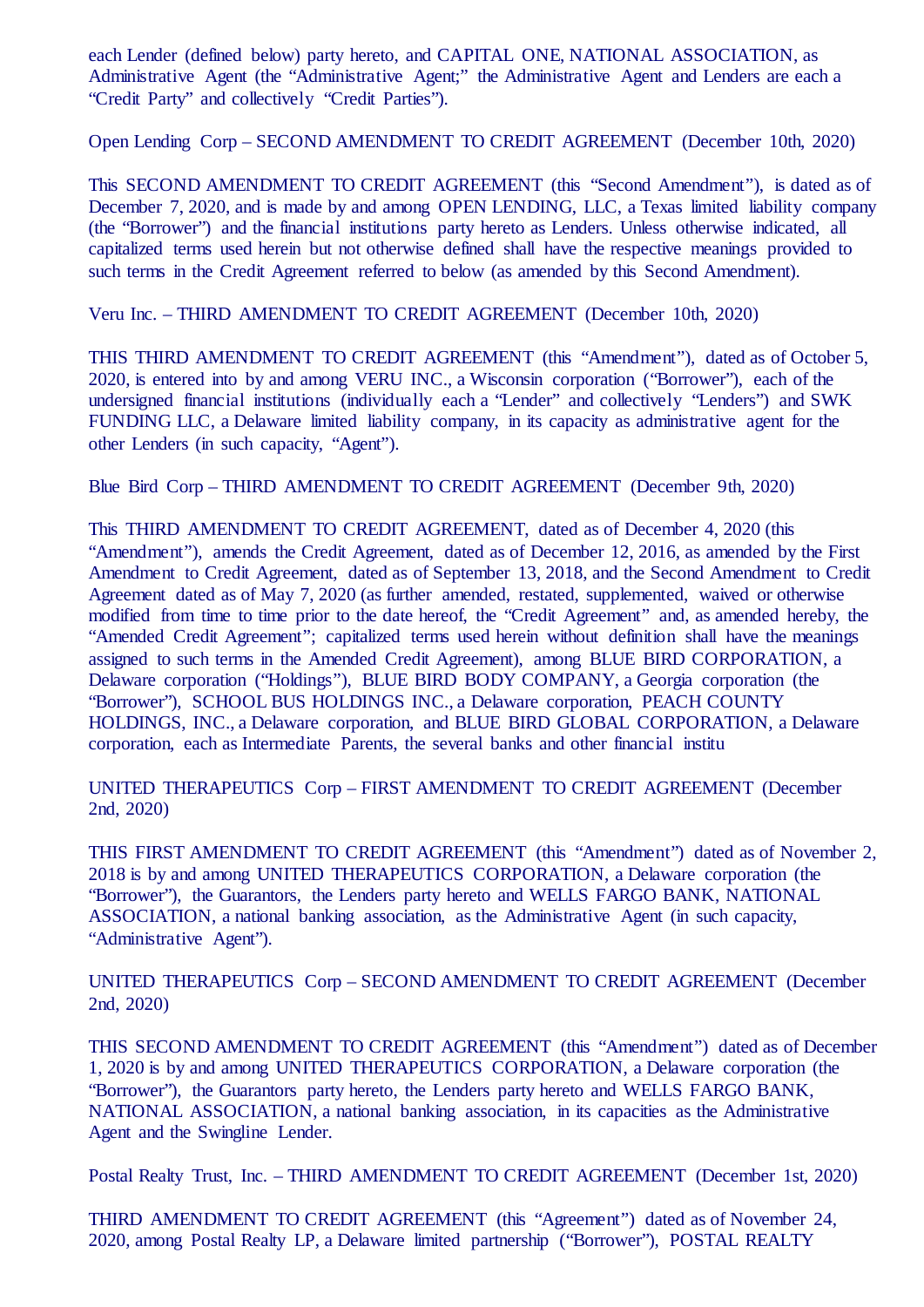each Lender (defined below) party hereto, and CAPITAL ONE, NATIONAL ASSOCIATION, as Administrative Agent (the "Administrative Agent;" the Administrative Agent and Lenders are each a "Credit Party" and collectively "Credit Parties").

Open Lending Corp – SECOND AMENDMENT TO CREDIT AGREEMENT (December 10th, 2020)

This SECOND AMENDMENT TO CREDIT AGREEMENT (this "Second Amendment"), is dated as of December 7, 2020, and is made by and among OPEN LENDING, LLC, a Texas limited liability company (the "Borrower") and the financial institutions party hereto as Lenders. Unless otherwise indicated, all capitalized terms used herein but not otherwise defined shall have the respective meanings provided to such terms in the Credit Agreement referred to below (as amended by this Second Amendment).

Veru Inc. – THIRD AMENDMENT TO CREDIT AGREEMENT (December 10th, 2020)

THIS THIRD AMENDMENT TO CREDIT AGREEMENT (this "Amendment"), dated as of October 5, 2020, is entered into by and among VERU INC., a Wisconsin corporation ("Borrower"), each of the undersigned financial institutions (individually each a "Lender" and collectively "Lenders") and SWK FUNDING LLC, a Delaware limited liability company, in its capacity as administrative agent for the other Lenders (in such capacity, "Agent").

Blue Bird Corp – THIRD AMENDMENT TO CREDIT AGREEMENT (December 9th, 2020)

This THIRD AMENDMENT TO CREDIT AGREEMENT, dated as of December 4, 2020 (this "Amendment"), amends the Credit Agreement, dated as of December 12, 2016, as amended by the First Amendment to Credit Agreement, dated as of September 13, 2018, and the Second Amendment to Credit Agreement dated as of May 7, 2020 (as further amended, restated, supplemented, waived or otherwise modified from time to time prior to the date hereof, the "Credit Agreement" and, as amended hereby, the "Amended Credit Agreement"; capitalized terms used herein without definition shall have the meanings assigned to such terms in the Amended Credit Agreement), among BLUE BIRD CORPORATION, a Delaware corporation ("Holdings"), BLUE BIRD BODY COMPANY, a Georgia corporation (the "Borrower"), SCHOOL BUS HOLDINGS INC., a Delaware corporation, PEACH COUNTY HOLDINGS, INC., a Delaware corporation, and BLUE BIRD GLOBAL CORPORATION, a Delaware corporation, each as Intermediate Parents, the several banks and other financial institu

UNITED THERAPEUTICS Corp – FIRST AMENDMENT TO CREDIT AGREEMENT (December 2nd, 2020)

THIS FIRST AMENDMENT TO CREDIT AGREEMENT (this "Amendment") dated as of November 2, 2018 is by and among UNITED THERAPEUTICS CORPORATION, a Delaware corporation (the "Borrower"), the Guarantors, the Lenders party hereto and WELLS FARGO BANK, NATIONAL ASSOCIATION, a national banking association, as the Administrative Agent (in such capacity, "Administrative Agent").

UNITED THERAPEUTICS Corp – SECOND AMENDMENT TO CREDIT AGREEMENT (December 2nd, 2020)

THIS SECOND AMENDMENT TO CREDIT AGREEMENT (this "Amendment") dated as of December 1, 2020 is by and among UNITED THERAPEUTICS CORPORATION, a Delaware corporation (the "Borrower"), the Guarantors party hereto, the Lenders party hereto and WELLS FARGO BANK, NATIONAL ASSOCIATION, a national banking association, in its capacities as the Administrative Agent and the Swingline Lender.

Postal Realty Trust, Inc. – THIRD AMENDMENT TO CREDIT AGREEMENT (December 1st, 2020)

THIRD AMENDMENT TO CREDIT AGREEMENT (this "Agreement") dated as of November 24, 2020, among Postal Realty LP, a Delaware limited partnership ("Borrower"), POSTAL REALTY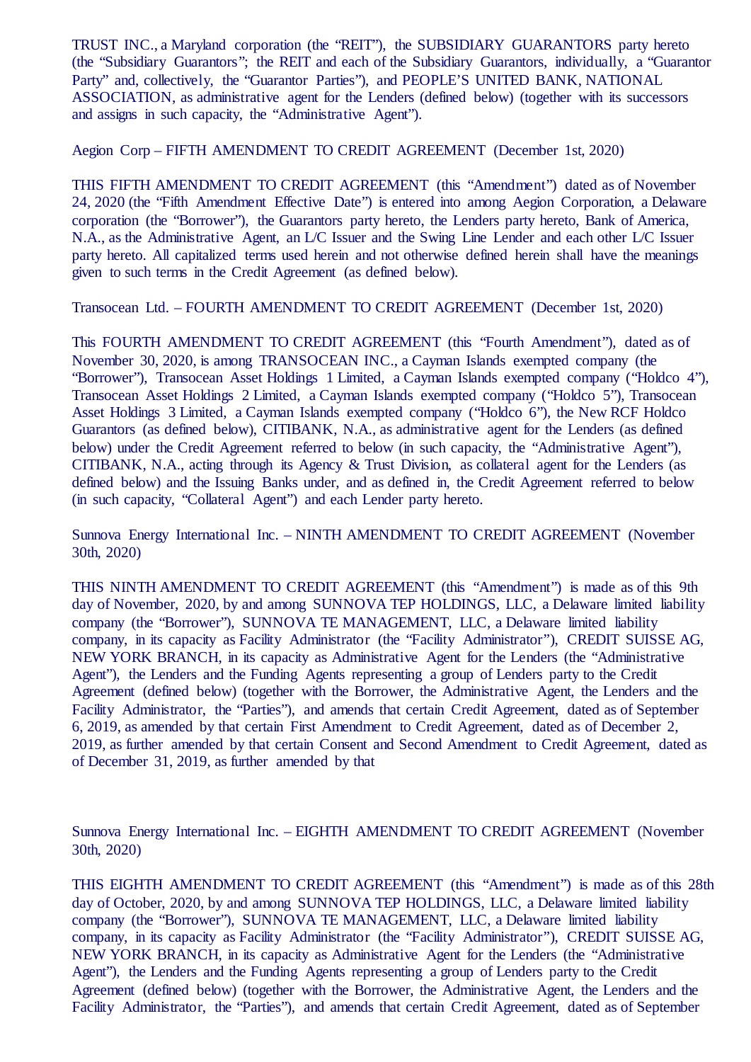TRUST INC., a Maryland corporation (the “REIT”), the SUBSIDIARY GUARANTORS party hereto (the “Subsidiary Guarantors”; the REIT and each of the Subsidiary Guarantors, individually, a “Guarantor Party” and, collectively, the “Guarantor Parties”), and PEOPLE’S UNITED BANK, NATIONAL ASSOCIATION, as administrative agent for the Lenders (defined below) (together with its successors and assigns in such capacity, the “Administrative Agent”).

Aegion Corp – FIFTH AMENDMENT TO CREDIT AGREEMENT (December 1st, 2020)

THIS FIFTH AMENDMENT TO CREDIT AGREEMENT (this “Amendment”) dated as of November 24, 2020 (the “Fifth Amendment Effective Date”) is entered into among Aegion Corporation, a Delaware corporation (the “Borrower”), the Guarantors party hereto, the Lenders party hereto, Bank of America, N.A., as the Administrative Agent, an L/C Issuer and the Swing Line Lender and each other L/C Issuer party hereto. All capitalized terms used herein and not otherwise defined herein shall have the meanings given to such terms in the Credit Agreement (as defined below).

Transocean Ltd. – FOURTH AMENDMENT TO CREDIT AGREEMENT (December 1st, 2020)

This FOURTH AMENDMENT TO CREDIT AGREEMENT (this “Fourth Amendment”), dated as of November 30, 2020, is among TRANSOCEAN INC., a Cayman Islands exempted company (the “Borrower”), Transocean Asset Holdings 1 Limited, a Cayman Islands exempted company (“Holdco 4”), Transocean Asset Holdings 2 Limited, a Cayman Islands exempted company (“Holdco 5”), Transocean Asset Holdings 3 Limited, a Cayman Islands exempted company (“Holdco 6”), the New RCF Holdco Guarantors (as defined below), CITIBANK, N.A., as administrative agent for the Lenders (as defined below) under the Credit Agreement referred to below (in such capacity, the “Administrative Agent”), CITIBANK, N.A., acting through its Agency & Trust Division, as collateral agent for the Lenders (as defined below) and the Issuing Banks under, and as defined in, the Credit Agreement referred to below (in such capacity, “Collateral Agent”) and each Lender party hereto.

Sunnova Energy International Inc. – NINTH AMENDMENT TO CREDIT AGREEMENT (November 30th, 2020)

THIS NINTH AMENDMENT TO CREDIT AGREEMENT (this “Amendment”) is made as of this 9th day of November, 2020, by and among SUNNOVA TEP HOLDINGS, LLC, a Delaware limited liability company (the “Borrower”), SUNNOVA TE MANAGEMENT, LLC, a Delaware limited liability company, in its capacity as Facility Administrator (the “Facility Administrator”), CREDIT SUISSE AG, NEW YORK BRANCH, in its capacity as Administrative Agent for the Lenders (the “Administrative Agent”), the Lenders and the Funding Agents representing a group of Lenders party to the Credit Agreement (defined below) (together with the Borrower, the Administrative Agent, the Lenders and the Facility Administrator, the “Parties”), and amends that certain Credit Agreement, dated as of September 6, 2019, as amended by that certain First Amendment to Credit Agreement, dated as of December 2, 2019, as further amended by that certain Consent and Second Amendment to Credit Agreement, dated as of December 31, 2019, as further amended by that

Sunnova Energy International Inc. – EIGHTH AMENDMENT TO CREDIT AGREEMENT (November 30th, 2020)

THIS EIGHTH AMENDMENT TO CREDIT AGREEMENT (this “Amendment”) is made as of this 28th day of October, 2020, by and among SUNNOVA TEP HOLDINGS, LLC, a Delaware limited liability company (the “Borrower”), SUNNOVA TE MANAGEMENT, LLC, a Delaware limited liability company, in its capacity as Facility Administrator (the “Facility Administrator”), CREDIT SUISSE AG, NEW YORK BRANCH, in its capacity as Administrative Agent for the Lenders (the “Administrative Agent”), the Lenders and the Funding Agents representing a group of Lenders party to the Credit Agreement (defined below) (together with the Borrower, the Administrative Agent, the Lenders and the Facility Administrator, the “Parties”), and amends that certain Credit Agreement, dated as of September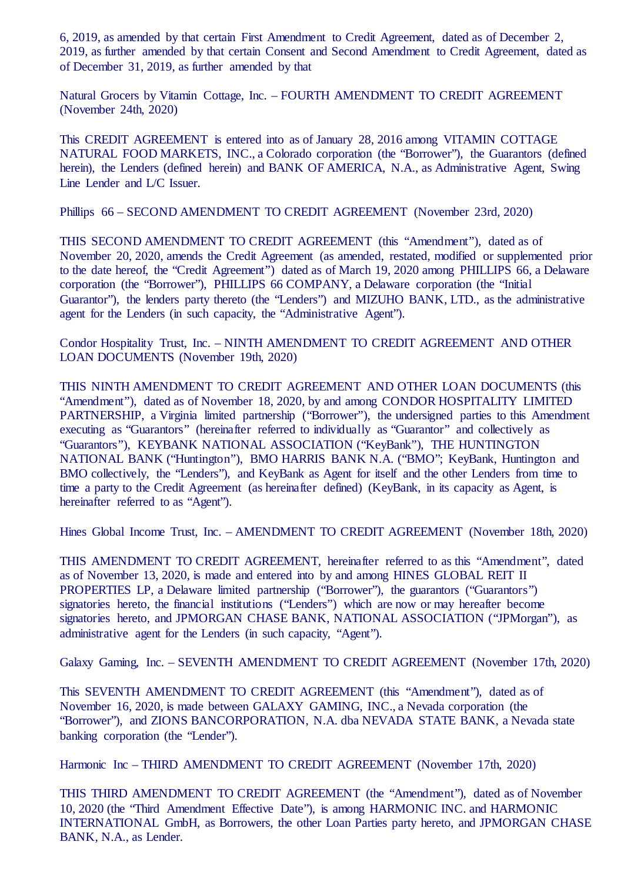6, 2019, as amended by that certain First Amendment to Credit Agreement, dated as of December 2, 2019, as further amended by that certain Consent and Second Amendment to Credit Agreement, dated as of December 31, 2019, as further amended by that

Natural Grocers by Vitamin Cottage, Inc. – FOURTH AMENDMENT TO CREDIT AGREEMENT (November 24th, 2020)

This CREDIT AGREEMENT is entered into as of January 28, 2016 among VITAMIN COTTAGE NATURAL FOOD MARKETS, INC., a Colorado corporation (the "Borrower"), the Guarantors (defined herein), the Lenders (defined herein) and BANK OF AMERICA, N.A., as Administrative Agent, Swing Line Lender and L/C Issuer.

Phillips 66 – SECOND AMENDMENT TO CREDIT AGREEMENT (November 23rd, 2020)

THIS SECOND AMENDMENT TO CREDIT AGREEMENT (this "Amendment"), dated as of November 20, 2020, amends the Credit Agreement (as amended, restated, modified or supplemented prior to the date hereof, the "Credit Agreement") dated as of March 19, 2020 among PHILLIPS 66, a Delaware corporation (the "Borrower"), PHILLIPS 66 COMPANY, a Delaware corporation (the "Initial Guarantor"), the lenders party thereto (the "Lenders") and MIZUHO BANK, LTD., as the administrative agent for the Lenders (in such capacity, the "Administrative Agent").

Condor Hospitality Trust, Inc. – NINTH AMENDMENT TO CREDIT AGREEMENT AND OTHER LOAN DOCUMENTS (November 19th, 2020)

THIS NINTH AMENDMENT TO CREDIT AGREEMENT AND OTHER LOAN DOCUMENTS (this "Amendment"), dated as of November 18, 2020, by and among CONDOR HOSPITALITY LIMITED PARTNERSHIP, a Virginia limited partnership ("Borrower"), the undersigned parties to this Amendment executing as "Guarantors" (hereinafter referred to individually as "Guarantor" and collectively as "Guarantors"), KEYBANK NATIONAL ASSOCIATION ("KeyBank"), THE HUNTINGTON NATIONAL BANK ("Huntington"), BMO HARRIS BANK N.A. ("BMO"; KeyBank, Huntington and BMO collectively, the "Lenders"), and KeyBank as Agent for itself and the other Lenders from time to time a party to the Credit Agreement (as hereinafter defined) (KeyBank, in its capacity as Agent, is hereinafter referred to as "Agent").

Hines Global Income Trust, Inc. – AMENDMENT TO CREDIT AGREEMENT (November 18th, 2020)

THIS AMENDMENT TO CREDIT AGREEMENT, hereinafter referred to as this "Amendment", dated as of November 13, 2020, is made and entered into by and among HINES GLOBAL REIT II PROPERTIES LP, a Delaware limited partnership ("Borrower"), the guarantors ("Guarantors") signatories hereto, the financial institutions ("Lenders") which are now or may hereafter become signatories hereto, and JPMORGAN CHASE BANK, NATIONAL ASSOCIATION ("JPMorgan"), as administrative agent for the Lenders (in such capacity, "Agent").

Galaxy Gaming, Inc. – SEVENTH AMENDMENT TO CREDIT AGREEMENT (November 17th, 2020)

This SEVENTH AMENDMENT TO CREDIT AGREEMENT (this "Amendment"), dated as of November 16, 2020, is made between GALAXY GAMING, INC., a Nevada corporation (the "Borrower"), and ZIONS BANCORPORATION, N.A. dba NEVADA STATE BANK, a Nevada state banking corporation (the "Lender").

Harmonic Inc – THIRD AMENDMENT TO CREDIT AGREEMENT (November 17th, 2020)

THIS THIRD AMENDMENT TO CREDIT AGREEMENT (the "Amendment"), dated as of November 10, 2020 (the "Third Amendment Effective Date"), is among HARMONIC INC. and HARMONIC INTERNATIONAL GmbH, as Borrowers, the other Loan Parties party hereto, and JPMORGAN CHASE BANK, N.A., as Lender.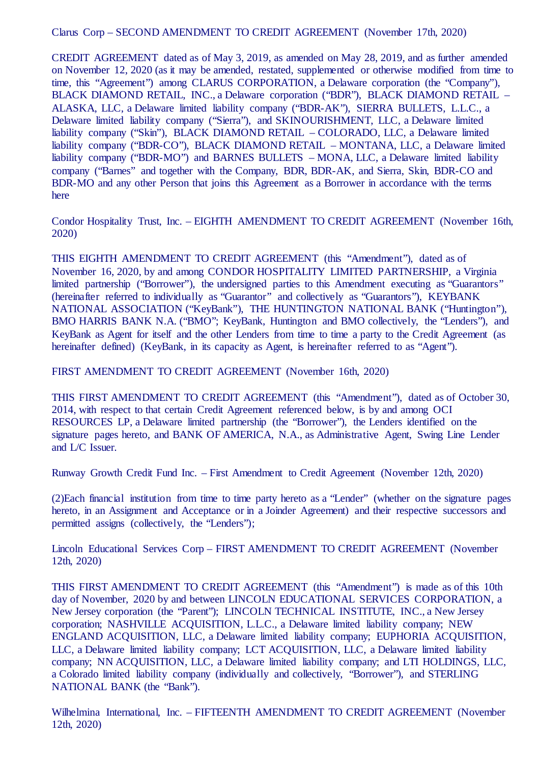Clarus Corp – SECOND AMENDMENT TO CREDIT AGREEMENT (November 17th, 2020)

CREDIT AGREEMENT dated as of May 3, 2019, as amended on May 28, 2019, and as further amended on November 12, 2020 (as it may be amended, restated, supplemented or otherwise modified from time to time, this "Agreement") among CLARUS CORPORATION, a Delaware corporation (the "Company"), BLACK DIAMOND RETAIL, INC., a Delaware corporation ("BDR"), BLACK DIAMOND RETAIL – ALASKA, LLC, a Delaware limited liability company ("BDR-AK"), SIERRA BULLETS, L.L.C., a Delaware limited liability company ("Sierra"), and SKINOURISHMENT, LLC, a Delaware limited liability company ("Skin"), BLACK DIAMOND RETAIL – COLORADO, LLC, a Delaware limited liability company ("BDR-CO"), BLACK DIAMOND RETAIL – MONTANA, LLC, a Delaware limited liability company ("BDR-MO") and BARNES BULLETS – MONA, LLC, a Delaware limited liability company ("Barnes" and together with the Company, BDR, BDR-AK, and Sierra, Skin, BDR-CO and BDR-MO and any other Person that joins this Agreement as a Borrower in accordance with the terms here

Condor Hospitality Trust, Inc. – EIGHTH AMENDMENT TO CREDIT AGREEMENT (November 16th, 2020)

THIS EIGHTH AMENDMENT TO CREDIT AGREEMENT (this "Amendment"), dated as of November 16, 2020, by and among CONDOR HOSPITALITY LIMITED PARTNERSHIP, a Virginia limited partnership ("Borrower"), the undersigned parties to this Amendment executing as "Guarantors" (hereinafter referred to individually as "Guarantor" and collectively as "Guarantors"), KEYBANK NATIONAL ASSOCIATION ("KeyBank"), THE HUNTINGTON NATIONAL BANK ("Huntington"), BMO HARRIS BANK N.A. ("BMO"; KeyBank, Huntington and BMO collectively, the "Lenders"), and KeyBank as Agent for itself and the other Lenders from time to time a party to the Credit Agreement (as hereinafter defined) (KeyBank, in its capacity as Agent, is hereinafter referred to as "Agent").

FIRST AMENDMENT TO CREDIT AGREEMENT (November 16th, 2020)

THIS FIRST AMENDMENT TO CREDIT AGREEMENT (this "Amendment"), dated as of October 30, 2014, with respect to that certain Credit Agreement referenced below, is by and among OCI RESOURCES LP, a Delaware limited partnership (the "Borrower"), the Lenders identified on the signature pages hereto, and BANK OF AMERICA, N.A., as Administrative Agent, Swing Line Lender and L/C Issuer.

Runway Growth Credit Fund Inc. – First Amendment to Credit Agreement (November 12th, 2020)

(2)Each financial institution from time to time party hereto as a "Lender" (whether on the signature pages hereto, in an Assignment and Acceptance or in a Joinder Agreement) and their respective successors and permitted assigns (collectively, the "Lenders");

Lincoln Educational Services Corp – FIRST AMENDMENT TO CREDIT AGREEMENT (November 12th, 2020)

THIS FIRST AMENDMENT TO CREDIT AGREEMENT (this "Amendment") is made as of this 10th day of November, 2020 by and between LINCOLN EDUCATIONAL SERVICES CORPORATION, a New Jersey corporation (the "Parent"); LINCOLN TECHNICAL INSTITUTE, INC., a New Jersey corporation; NASHVILLE ACQUISITION, L.L.C., a Delaware limited liability company; NEW ENGLAND ACQUISITION, LLC, a Delaware limited liability company; EUPHORIA ACQUISITION, LLC, a Delaware limited liability company; LCT ACQUISITION, LLC, a Delaware limited liability company; NN ACQUISITION, LLC, a Delaware limited liability company; and LTI HOLDINGS, LLC, a Colorado limited liability company (individually and collectively, "Borrower"), and STERLING NATIONAL BANK (the "Bank").

Wilhelmina International, Inc. – FIFTEENTH AMENDMENT TO CREDIT AGREEMENT (November 12th, 2020)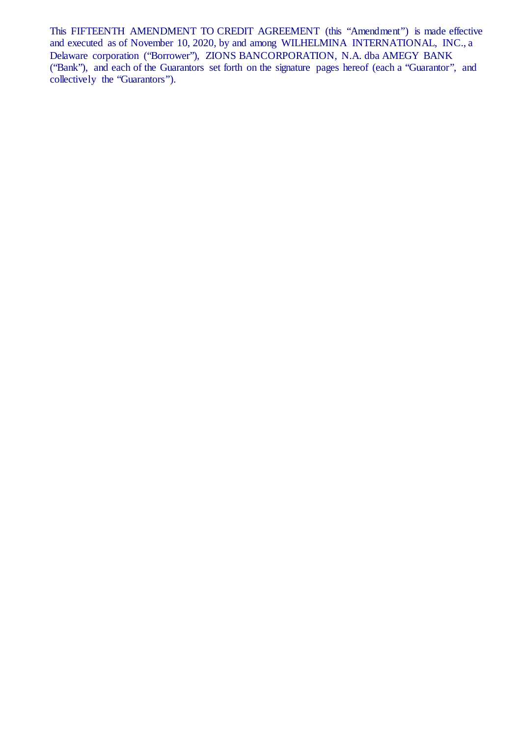This FIFTEENTH AMENDMENT TO CREDIT AGREEMENT (this "Amendment") is made effective and executed as of November 10, 2020, by and among WILHELMINA INTERNATIONAL, INC., a Delaware corporation ("Borrower"), ZIONS BANCORPORATION, N.A. dba AMEGY BANK ("Bank"), and each of the Guarantors set forth on the signature pages hereof (each a "Guarantor", and collectively the "Guarantors").